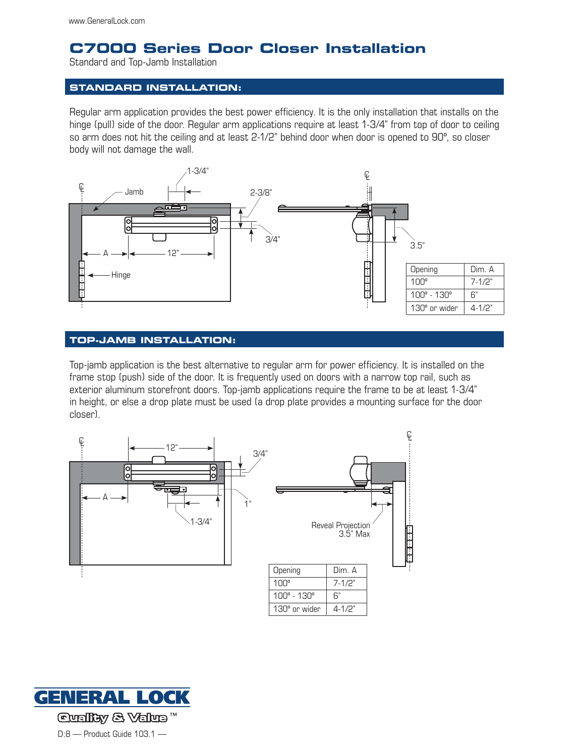# C7000 Series Door Closer Installation

Standard and Top-Jamb Installation

## STANDARD INSTALLATION:

Regular arm application provides the best power efficiency. It is the only installation that installs on the hinge (pull) side of the door. Regular arm applications require at least 1-3/4" from top of door to ceiling so arm does not hit the ceiling and at least 2-1/2" behind door when door is opened to 90º, so closer body will not damage the wall.

| Opening | Dim. A |
|---|---|
| 100º | 7-1/2" |
| 100º - 130º | 6" |
| 130º or wider | 4-1/2" |

## TOP-JAMB INSTALLATION:

Top-jamb application is the best alternative to regular arm for power efficiency. It is installed on the frame stop (push) side of the door. It is frequently used on doors with a narrow top rail, such as exterior aluminum storefront doors. Top-jamb applications require the frame to be at least 1-3/4" in height, or else a drop plate must be used (a drop plate provides a mounting surface for the door closer).

| Opening | Dim. A |
|---|---|
| 100º | 7-1/2" |
| 100º - 130º | 6" |
| 130º or wider | 4-1/2" |

GENERAL LOCK

Quality & Value™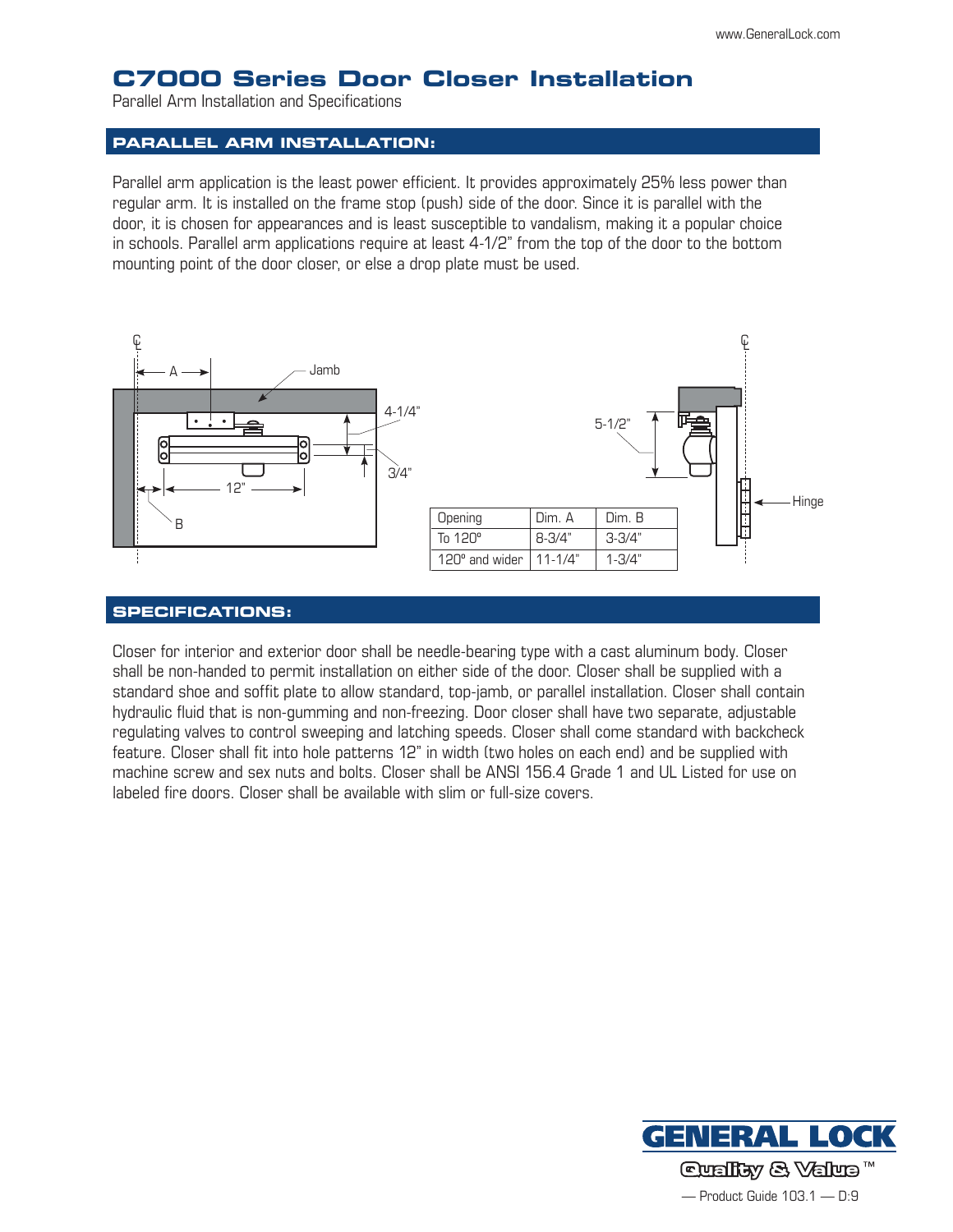# C7000 Series Door Closer Installation

Parallel Arm Installation and Specifications

## PARALLEL ARM INSTALLATION:

Parallel arm application is the least power efficient. It provides approximately 25% less power than regular arm. It is installed on the frame stop (push) side of the door. Since it is parallel with the door, it is chosen for appearances and is least susceptible to vandalism, making it a popular choice in schools. Parallel arm applications require at least 4-1/2" from the top of the door to the bottom mounting point of the door closer, or else a drop plate must be used.

| Opening | Dim. A | Dim. B |
|---|---|---|
| To 120° | 8-3/4" | 3-3/4" |
| 120° and wider | 11-1/4" | 1-3/4" |

## SPECIFICATIONS:

Closer for interior and exterior door shall be needle-bearing type with a cast aluminum body. Closer shall be non-handed to permit installation on either side of the door. Closer shall be supplied with a standard shoe and soffit plate to allow standard, top-jamb, or parallel installation. Closer shall contain hydraulic fluid that is non-gumming and non-freezing. Door closer shall have two separate, adjustable regulating valves to control sweeping and latching speeds. Closer shall come standard with backcheck feature. Closer shall fit into hole patterns 12" in width (two holes on each end) and be supplied with machine screw and sex nuts and bolts. Closer shall be ANSI 156.4 Grade 1 and UL Listed for use on labeled fire doors. Closer shall be available with slim or full-size covers.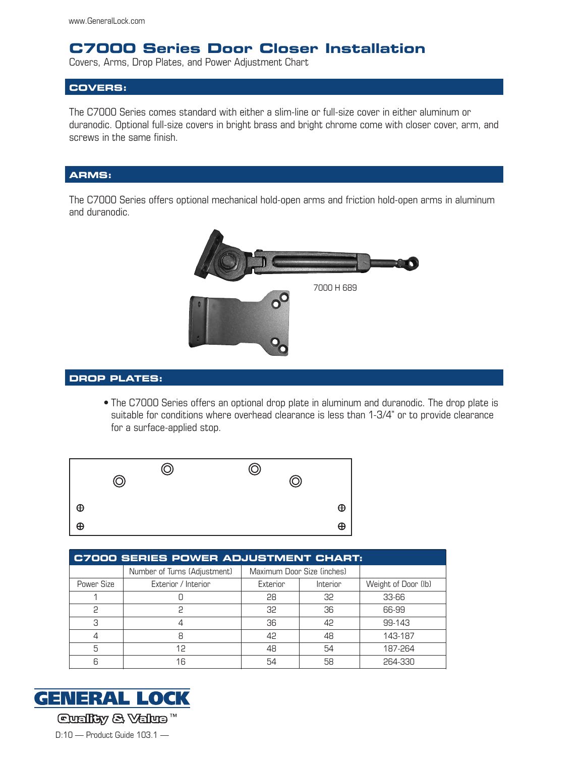# C7000 Series Door Closer Installation

Covers, Arms, Drop Plates, and Power Adjustment Chart

## COVERS:

The C7000 Series comes standard with either a slim-line or full-size cover in either aluminum or duranodic. Optional full-size covers in bright brass and bright chrome come with closer cover, arm, and screws in the same finish.

## ARMS:

The C7000 Series offers optional mechanical hold-open arms and friction hold-open arms in aluminum and duranodic.

7000 H 689

## DROP PLATES:

- The C7000 Series offers an optional drop plate in aluminum and duranodic. The drop plate is suitable for conditions where overhead clearance is less than 1-3/4" or to provide clearance for a surface-applied stop.

## C7000 SERIES POWER ADJUSTMENT CHART:

| | Number of Turns (Adjustment) | Maximum Door Size (inches) | | |
|---|---|---|---|---|
| Power Size | Exterior / Interior | Exterior | Interior | Weight of Door (lb) |
| 1 | 0 | 28 | 32 | 33-66 |
| 2 | 2 | 32 | 36 | 66-99 |
| 3 | 4 | 36 | 42 | 99-143 |
| 4 | 8 | 42 | 48 | 143-187 |
| 5 | 12 | 48 | 54 | 187-264 |
| 6 | 16 | 54 | 58 | 264-330 |

GENERAL LOCK

Quality & Value™